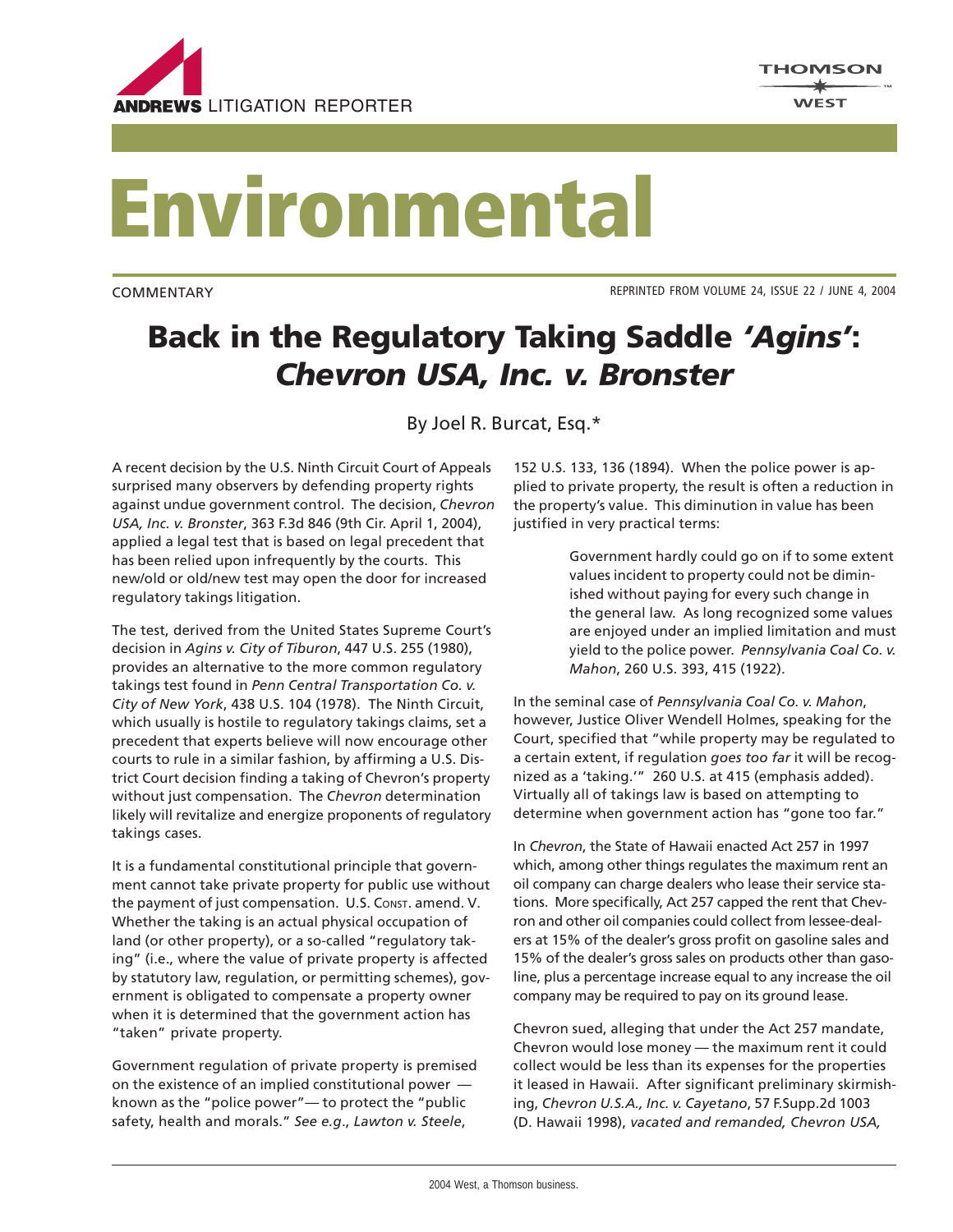ANDREWS LITIGATION REPORTER

# Environmental

COMMENTARY

REPRINTED FROM VOLUME 24, ISSUE 22 / JUNE 4, 2004

## Back in the Regulatory Taking Saddle *'Agins'*: *Chevron USA, Inc. v. Bronster*

By Joel R. Burcat, Esq.*

A recent decision by the U.S. Ninth Circuit Court of Appeals surprised many observers by defending property rights against undue government control. The decision, *Chevron USA, Inc. v. Bronster*, 363 F.3d 846 (9th Cir. April 1, 2004), applied a legal test that is based on legal precedent that has been relied upon infrequently by the courts. This new/old or old/new test may open the door for increased regulatory takings litigation.

The test, derived from the United States Supreme Court's decision in *Agins v. City of Tiburon*, 447 U.S. 255 (1980), provides an alternative to the more common regulatory takings test found in *Penn Central Transportation Co. v. City of New York*, 438 U.S. 104 (1978). The Ninth Circuit, which usually is hostile to regulatory takings claims, set a precedent that experts believe will now encourage other courts to rule in a similar fashion, by affirming a U.S. District Court decision finding a taking of Chevron's property without just compensation. The *Chevron* determination likely will revitalize and energize proponents of regulatory takings cases.

It is a fundamental constitutional principle that government cannot take private property for public use without the payment of just compensation. U.S. Const. amend. V. Whether the taking is an actual physical occupation of land (or other property), or a so-called "regulatory taking" (i.e., where the value of private property is affected by statutory law, regulation, or permitting schemes), government is obligated to compensate a property owner when it is determined that the government action has "taken" private property.

Government regulation of private property is premised on the existence of an implied constitutional power — known as the "police power"— to protect the "public safety, health and morals." *See e.g.*, *Lawton v. Steele*, 152 U.S. 133, 136 (1894). When the police power is applied to private property, the result is often a reduction in the property's value. This diminution in value has been justified in very practical terms:

> Government hardly could go on if to some extent values incident to property could not be diminished without paying for every such change in the general law. As long recognized some values are enjoyed under an implied limitation and must yield to the police power. *Pennsylvania Coal Co. v. Mahon*, 260 U.S. 393, 415 (1922).

In the seminal case of *Pennsylvania Coal Co. v. Mahon*, however, Justice Oliver Wendell Holmes, speaking for the Court, specified that "while property may be regulated to a certain extent, if regulation *goes too far* it will be recognized as a 'taking.'" 260 U.S. at 415 (emphasis added). Virtually all of takings law is based on attempting to determine when government action has "gone too far."

In *Chevron*, the State of Hawaii enacted Act 257 in 1997 which, among other things regulates the maximum rent an oil company can charge dealers who lease their service stations. More specifically, Act 257 capped the rent that Chevron and other oil companies could collect from lessee-dealers at 15% of the dealer's gross profit on gasoline sales and 15% of the dealer's gross sales on products other than gasoline, plus a percentage increase equal to any increase the oil company may be required to pay on its ground lease.

Chevron sued, alleging that under the Act 257 mandate, Chevron would lose money — the maximum rent it could collect would be less than its expenses for the properties it leased in Hawaii. After significant preliminary skirmishing, *Chevron U.S.A., Inc. v. Cayetano*, 57 F.Supp.2d 1003 (D. Hawaii 1998), *vacated and remanded, Chevron USA,*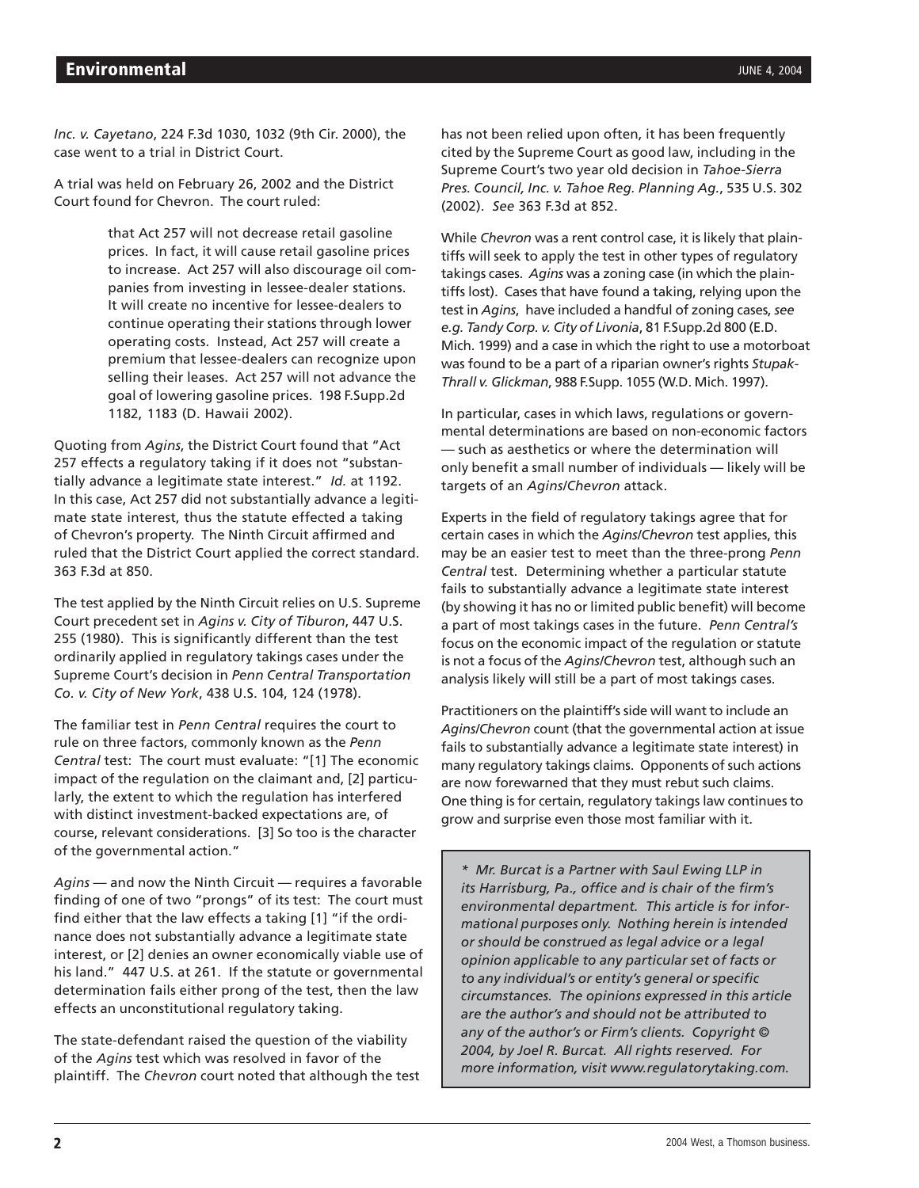*Inc. v. Cayetano*, 224 F.3d 1030, 1032 (9th Cir. 2000), the case went to a trial in District Court.

A trial was held on February 26, 2002 and the District Court found for Chevron. The court ruled:

> that Act 257 will not decrease retail gasoline prices. In fact, it will cause retail gasoline prices to increase. Act 257 will also discourage oil companies from investing in lessee-dealer stations. It will create no incentive for lessee-dealers to continue operating their stations through lower operating costs. Instead, Act 257 will create a premium that lessee-dealers can recognize upon selling their leases. Act 257 will not advance the goal of lowering gasoline prices. 198 F.Supp.2d 1182, 1183 (D. Hawaii 2002).

Quoting from *Agins*, the District Court found that "Act 257 effects a regulatory taking if it does not "substantially advance a legitimate state interest." *Id.* at 1192. In this case, Act 257 did not substantially advance a legitimate state interest, thus the statute effected a taking of Chevron's property. The Ninth Circuit affirmed and ruled that the District Court applied the correct standard. 363 F.3d at 850.

The test applied by the Ninth Circuit relies on U.S. Supreme Court precedent set in *Agins v. City of Tiburon*, 447 U.S. 255 (1980). This is significantly different than the test ordinarily applied in regulatory takings cases under the Supreme Court's decision in *Penn Central Transportation Co. v. City of New York*, 438 U.S. 104, 124 (1978).

The familiar test in *Penn Central* requires the court to rule on three factors, commonly known as the *Penn Central* test: The court must evaluate: "[1] The economic impact of the regulation on the claimant and, [2] particularly, the extent to which the regulation has interfered with distinct investment-backed expectations are, of course, relevant considerations. [3] So too is the character of the governmental action."

*Agins* — and now the Ninth Circuit — requires a favorable finding of one of two "prongs" of its test: The court must find either that the law effects a taking [1] "if the ordinance does not substantially advance a legitimate state interest, or [2] denies an owner economically viable use of his land." 447 U.S. at 261. If the statute or governmental determination fails either prong of the test, then the law effects an unconstitutional regulatory taking.

The state-defendant raised the question of the viability of the *Agins* test which was resolved in favor of the plaintiff. The *Chevron* court noted that although the test has not been relied upon often, it has been frequently cited by the Supreme Court as good law, including in the Supreme Court's two year old decision in *Tahoe-Sierra Pres. Council, Inc. v. Tahoe Reg. Planning Ag.*, 535 U.S. 302 (2002). *See* 363 F.3d at 852.

While *Chevron* was a rent control case, it is likely that plaintiffs will seek to apply the test in other types of regulatory takings cases. *Agins* was a zoning case (in which the plaintiffs lost). Cases that have found a taking, relying upon the test in *Agins*, have included a handful of zoning cases, *see e.g. Tandy Corp. v. City of Livonia*, 81 F.Supp.2d 800 (E.D. Mich. 1999) and a case in which the right to use a motorboat was found to be a part of a riparian owner's rights *Stupak-Thrall v. Glickman*, 988 F.Supp. 1055 (W.D. Mich. 1997).

In particular, cases in which laws, regulations or governmental determinations are based on non-economic factors — such as aesthetics or where the determination will only benefit a small number of individuals — likely will be targets of an *Agins/Chevron* attack.

Experts in the field of regulatory takings agree that for certain cases in which the *Agins/Chevron* test applies, this may be an easier test to meet than the three-prong *Penn Central* test. Determining whether a particular statute fails to substantially advance a legitimate state interest (by showing it has no or limited public benefit) will become a part of most takings cases in the future. *Penn Central's* focus on the economic impact of the regulation or statute is not a focus of the *Agins/Chevron* test, although such an analysis likely will still be a part of most takings cases.

Practitioners on the plaintiff's side will want to include an *Agins/Chevron* count (that the governmental action at issue fails to substantially advance a legitimate state interest) in many regulatory takings claims. Opponents of such actions are now forewarned that they must rebut such claims. One thing is for certain, regulatory takings law continues to grow and surprise even those most familiar with it.

*\* Mr. Burcat is a Partner with Saul Ewing LLP in its Harrisburg, Pa., office and is chair of the firm's environmental department. This article is for informational purposes only. Nothing herein is intended or should be construed as legal advice or a legal opinion applicable to any particular set of facts or to any individual's or entity's general or specific circumstances. The opinions expressed in this article are the author's and should not be attributed to any of the author's or Firm's clients. Copyright © 2004, by Joel R. Burcat. All rights reserved. For more information, visit www.regulatorytaking.com.*